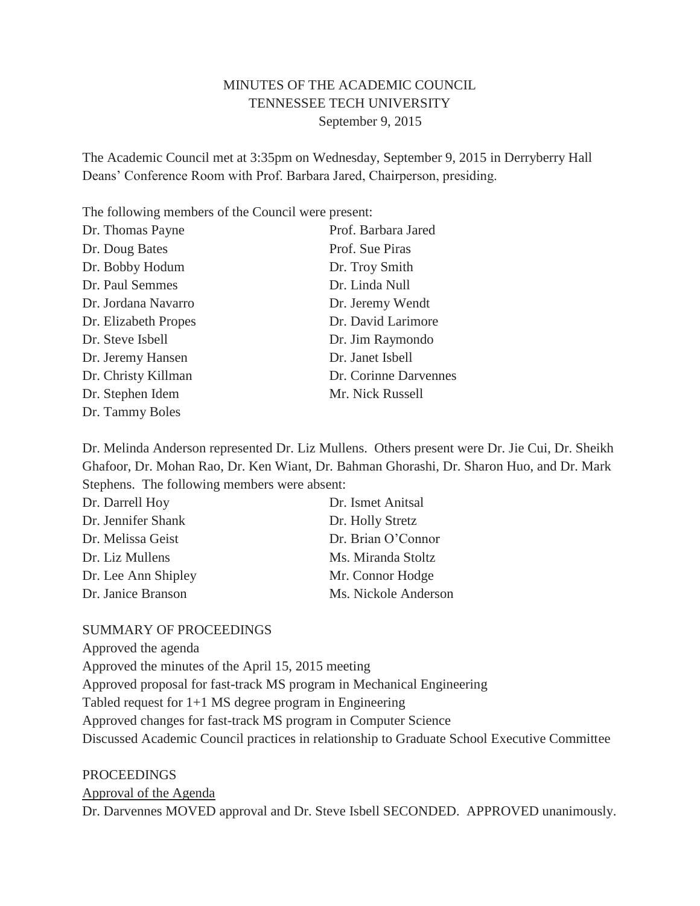# MINUTES OF THE ACADEMIC COUNCIL
## TENNESSEE TECH UNIVERSITY
### September 9, 2015

The Academic Council met at 3:35pm on Wednesday, September 9, 2015 in Derryberry Hall Deans' Conference Room with Prof. Barbara Jared, Chairperson, presiding.

The following members of the Council were present:

| | |
|---|---|
| Dr. Thomas Payne | Prof. Barbara Jared |
| Dr. Doug Bates | Prof. Sue Piras |
| Dr. Bobby Hodum | Dr. Troy Smith |
| Dr. Paul Semmes | Dr. Linda Null |
| Dr. Jordana Navarro | Dr. Jeremy Wendt |
| Dr. Elizabeth Propes | Dr. David Larimore |
| Dr. Steve Isbell | Dr. Jim Raymondo |
| Dr. Jeremy Hansen | Dr. Janet Isbell |
| Dr. Christy Killman | Dr. Corinne Darvennes |
| Dr. Stephen Idem | Mr. Nick Russell |
| Dr. Tammy Boles | |

Dr. Melinda Anderson represented Dr. Liz Mullens. Others present were Dr. Jie Cui, Dr. Sheikh Ghafoor, Dr. Mohan Rao, Dr. Ken Wiant, Dr. Bahman Ghorashi, Dr. Sharon Huo, and Dr. Mark Stephens. The following members were absent:

| | |
|---|---|
| Dr. Darrell Hoy | Dr. Ismet Anitsal |
| Dr. Jennifer Shank | Dr. Holly Stretz |
| Dr. Melissa Geist | Dr. Brian O'Connor |
| Dr. Liz Mullens | Ms. Miranda Stoltz |
| Dr. Lee Ann Shipley | Mr. Connor Hodge |
| Dr. Janice Branson | Ms. Nickole Anderson |

SUMMARY OF PROCEEDINGS

Approved the agenda

Approved the minutes of the April 15, 2015 meeting

Approved proposal for fast-track MS program in Mechanical Engineering

Tabled request for 1+1 MS degree program in Engineering

Approved changes for fast-track MS program in Computer Science

Discussed Academic Council practices in relationship to Graduate School Executive Committee

PROCEEDINGS

<u>Approval of the Agenda</u>

Dr. Darvennes MOVED approval and Dr. Steve Isbell SECONDED. APPROVED unanimously.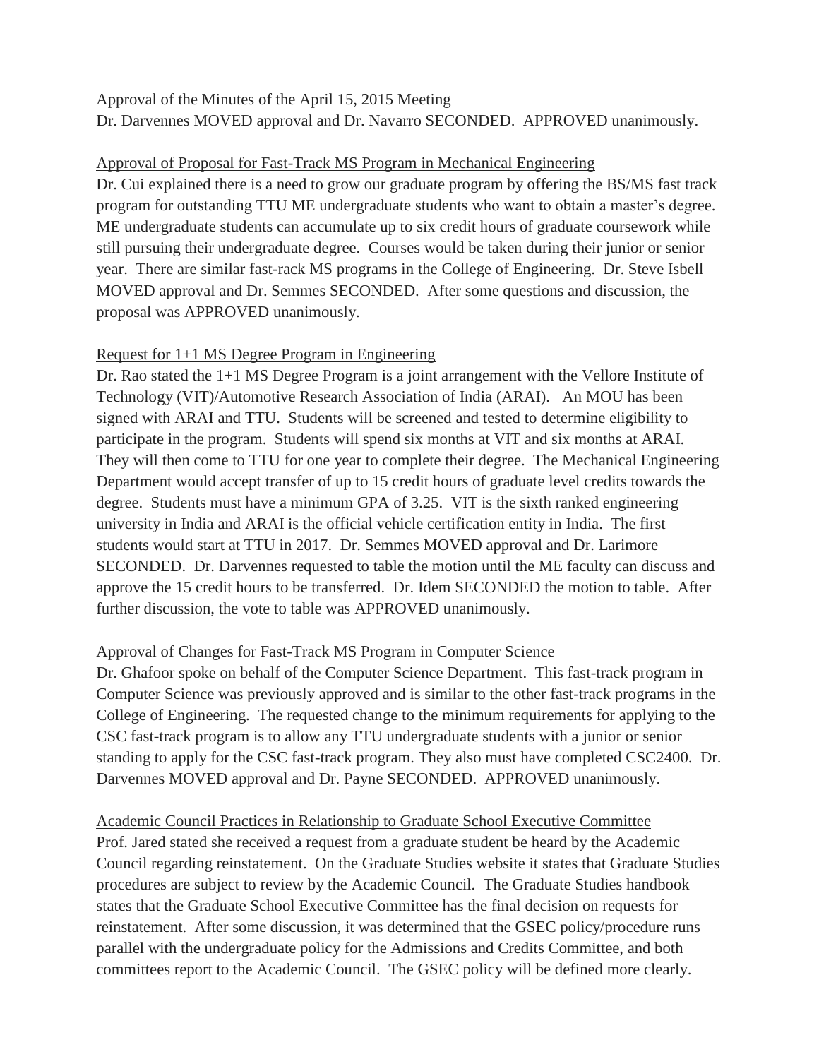Approval of the Minutes of the April 15, 2015 Meeting

Dr. Darvennes MOVED approval and Dr. Navarro SECONDED. APPROVED unanimously.

Approval of Proposal for Fast-Track MS Program in Mechanical Engineering

Dr. Cui explained there is a need to grow our graduate program by offering the BS/MS fast track program for outstanding TTU ME undergraduate students who want to obtain a master's degree. ME undergraduate students can accumulate up to six credit hours of graduate coursework while still pursuing their undergraduate degree. Courses would be taken during their junior or senior year. There are similar fast-rack MS programs in the College of Engineering. Dr. Steve Isbell MOVED approval and Dr. Semmes SECONDED. After some questions and discussion, the proposal was APPROVED unanimously.

Request for 1+1 MS Degree Program in Engineering

Dr. Rao stated the 1+1 MS Degree Program is a joint arrangement with the Vellore Institute of Technology (VIT)/Automotive Research Association of India (ARAI). An MOU has been signed with ARAI and TTU. Students will be screened and tested to determine eligibility to participate in the program. Students will spend six months at VIT and six months at ARAI. They will then come to TTU for one year to complete their degree. The Mechanical Engineering Department would accept transfer of up to 15 credit hours of graduate level credits towards the degree. Students must have a minimum GPA of 3.25. VIT is the sixth ranked engineering university in India and ARAI is the official vehicle certification entity in India. The first students would start at TTU in 2017. Dr. Semmes MOVED approval and Dr. Larimore SECONDED. Dr. Darvennes requested to table the motion until the ME faculty can discuss and approve the 15 credit hours to be transferred. Dr. Idem SECONDED the motion to table. After further discussion, the vote to table was APPROVED unanimously.

Approval of Changes for Fast-Track MS Program in Computer Science

Dr. Ghafoor spoke on behalf of the Computer Science Department. This fast-track program in Computer Science was previously approved and is similar to the other fast-track programs in the College of Engineering. The requested change to the minimum requirements for applying to the CSC fast-track program is to allow any TTU undergraduate students with a junior or senior standing to apply for the CSC fast-track program. They also must have completed CSC2400. Dr. Darvennes MOVED approval and Dr. Payne SECONDED. APPROVED unanimously.

Academic Council Practices in Relationship to Graduate School Executive Committee

Prof. Jared stated she received a request from a graduate student be heard by the Academic Council regarding reinstatement. On the Graduate Studies website it states that Graduate Studies procedures are subject to review by the Academic Council. The Graduate Studies handbook states that the Graduate School Executive Committee has the final decision on requests for reinstatement. After some discussion, it was determined that the GSEC policy/procedure runs parallel with the undergraduate policy for the Admissions and Credits Committee, and both committees report to the Academic Council. The GSEC policy will be defined more clearly.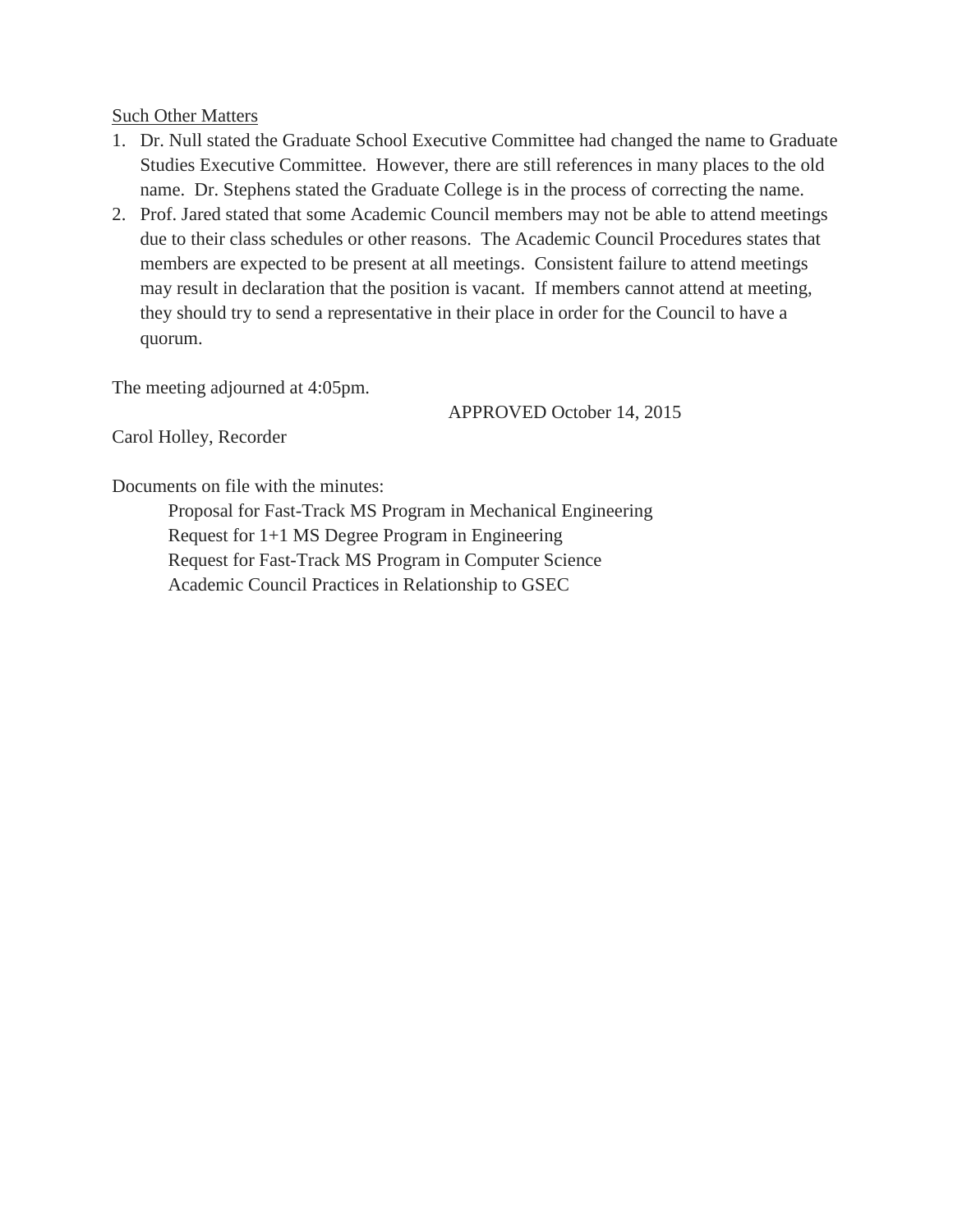<u>Such Other Matters</u>

1. Dr. Null stated the Graduate School Executive Committee had changed the name to Graduate Studies Executive Committee. However, there are still references in many places to the old name. Dr. Stephens stated the Graduate College is in the process of correcting the name.
2. Prof. Jared stated that some Academic Council members may not be able to attend meetings due to their class schedules or other reasons. The Academic Council Procedures states that members are expected to be present at all meetings. Consistent failure to attend meetings may result in declaration that the position is vacant. If members cannot attend at meeting, they should try to send a representative in their place in order for the Council to have a quorum.

The meeting adjourned at 4:05pm.

APPROVED October 14, 2015

Carol Holley, Recorder

Documents on file with the minutes:

- Proposal for Fast-Track MS Program in Mechanical Engineering
- Request for 1+1 MS Degree Program in Engineering
- Request for Fast-Track MS Program in Computer Science
- Academic Council Practices in Relationship to GSEC